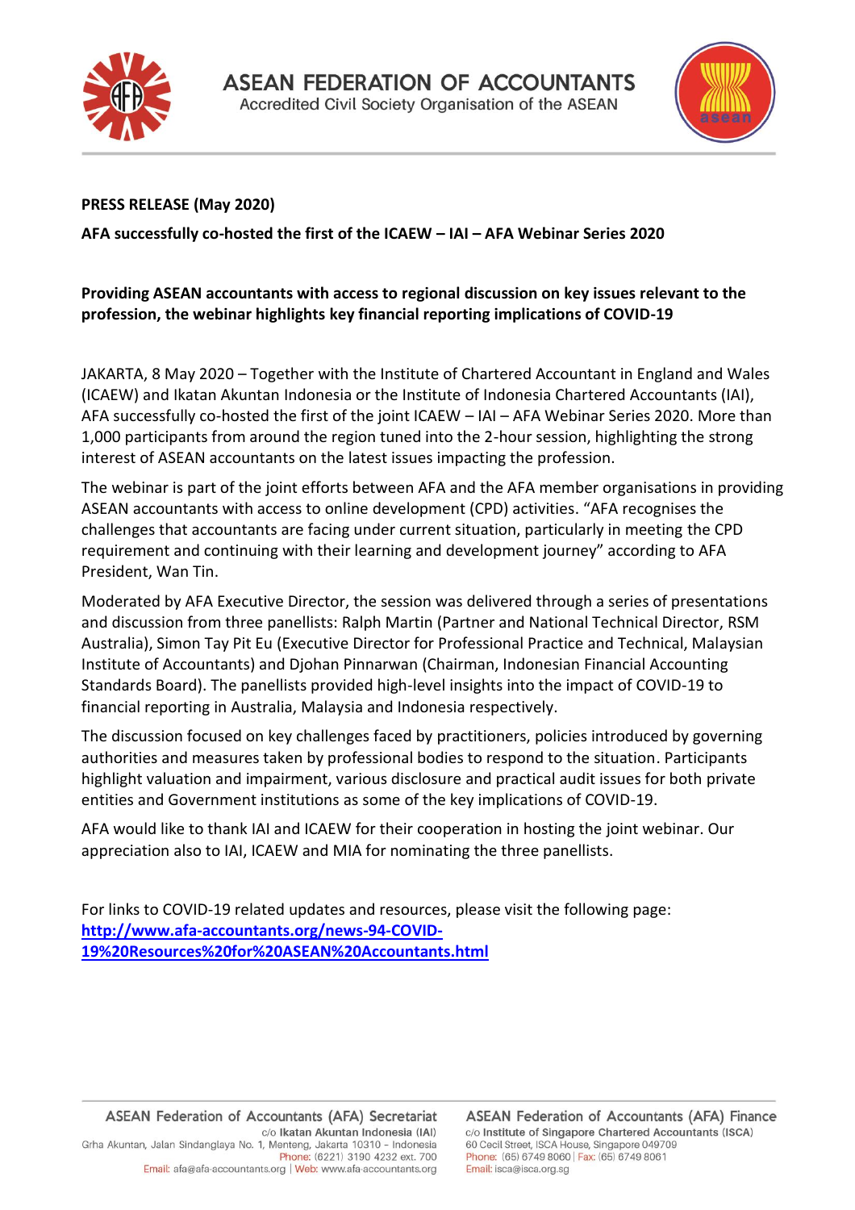# ASEAN FEDERATION OF ACCOUNTANTS

Accredited Civil Society Organisation of the ASEAN

**PRESS RELEASE (May 2020)**

**AFA successfully co-hosted the first of the ICAEW – IAI – AFA Webinar Series 2020**

**Providing ASEAN accountants with access to regional discussion on key issues relevant to the profession, the webinar highlights key financial reporting implications of COVID-19**

JAKARTA, 8 May 2020 – Together with the Institute of Chartered Accountant in England and Wales (ICAEW) and Ikatan Akuntan Indonesia or the Institute of Indonesia Chartered Accountants (IAI), AFA successfully co-hosted the first of the joint ICAEW – IAI – AFA Webinar Series 2020. More than 1,000 participants from around the region tuned into the 2-hour session, highlighting the strong interest of ASEAN accountants on the latest issues impacting the profession.

The webinar is part of the joint efforts between AFA and the AFA member organisations in providing ASEAN accountants with access to online development (CPD) activities. "AFA recognises the challenges that accountants are facing under current situation, particularly in meeting the CPD requirement and continuing with their learning and development journey" according to AFA President, Wan Tin.

Moderated by AFA Executive Director, the session was delivered through a series of presentations and discussion from three panellists: Ralph Martin (Partner and National Technical Director, RSM Australia), Simon Tay Pit Eu (Executive Director for Professional Practice and Technical, Malaysian Institute of Accountants) and Djohan Pinnarwan (Chairman, Indonesian Financial Accounting Standards Board). The panellists provided high-level insights into the impact of COVID-19 to financial reporting in Australia, Malaysia and Indonesia respectively.

The discussion focused on key challenges faced by practitioners, policies introduced by governing authorities and measures taken by professional bodies to respond to the situation. Participants highlight valuation and impairment, various disclosure and practical audit issues for both private entities and Government institutions as some of the key implications of COVID-19.

AFA would like to thank IAI and ICAEW for their cooperation in hosting the joint webinar. Our appreciation also to IAI, ICAEW and MIA for nominating the three panellists.

For links to COVID-19 related updates and resources, please visit the following page: [http://www.afa-accountants.org/news-94-COVID-19%20Resources%20for%20ASEAN%20Accountants.html](http://www.afa-accountants.org/news-94-COVID-19%20Resources%20for%20ASEAN%20Accountants.html)

**ASEAN Federation of Accountants (AFA) Secretariat**
c/o **Ikatan Akuntan Indonesia (IAI)**
Grha Akuntan, Jalan Sindanglaya No. 1, Menteng, Jakarta 10310 – Indonesia
Phone: (6221) 3190 4232 ext. 700
Email: afa@afa-accountants.org | Web: www.afa-accountants.org

**ASEAN Federation of Accountants (AFA) Finance**
c/o **Institute of Singapore Chartered Accountants (ISCA)**
60 Cecil Street, ISCA House, Singapore 049709
Phone: (65) 6749 8060 | Fax: (65) 6749 8061
Email: isca@isca.org.sg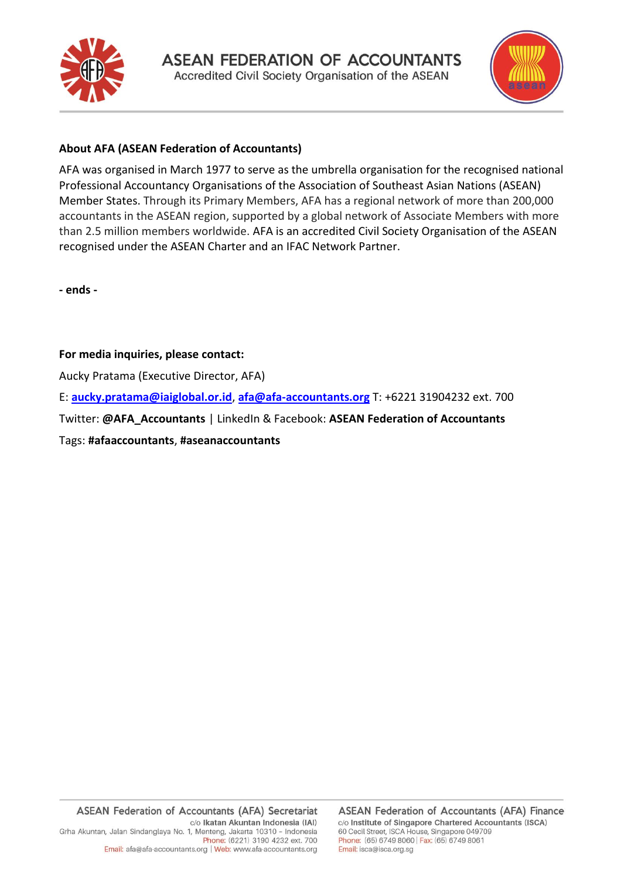**About AFA (ASEAN Federation of Accountants)**

AFA was organised in March 1977 to serve as the umbrella organisation for the recognised national Professional Accountancy Organisations of the Association of Southeast Asian Nations (ASEAN) Member States. Through its Primary Members, AFA has a regional network of more than 200,000 accountants in the ASEAN region, supported by a global network of Associate Members with more than 2.5 million members worldwide. AFA is an accredited Civil Society Organisation of the ASEAN recognised under the ASEAN Charter and an IFAC Network Partner.

**- ends -**

**For media inquiries, please contact:**

Aucky Pratama (Executive Director, AFA)

E: **aucky.pratama@iaiglobal.or.id**, **afa@afa-accountants.org** T: +6221 31904232 ext. 700

Twitter: **@AFA_Accountants** | LinkedIn & Facebook: **ASEAN Federation of Accountants**

Tags: **#afaaccountants**, **#aseanaccountants**